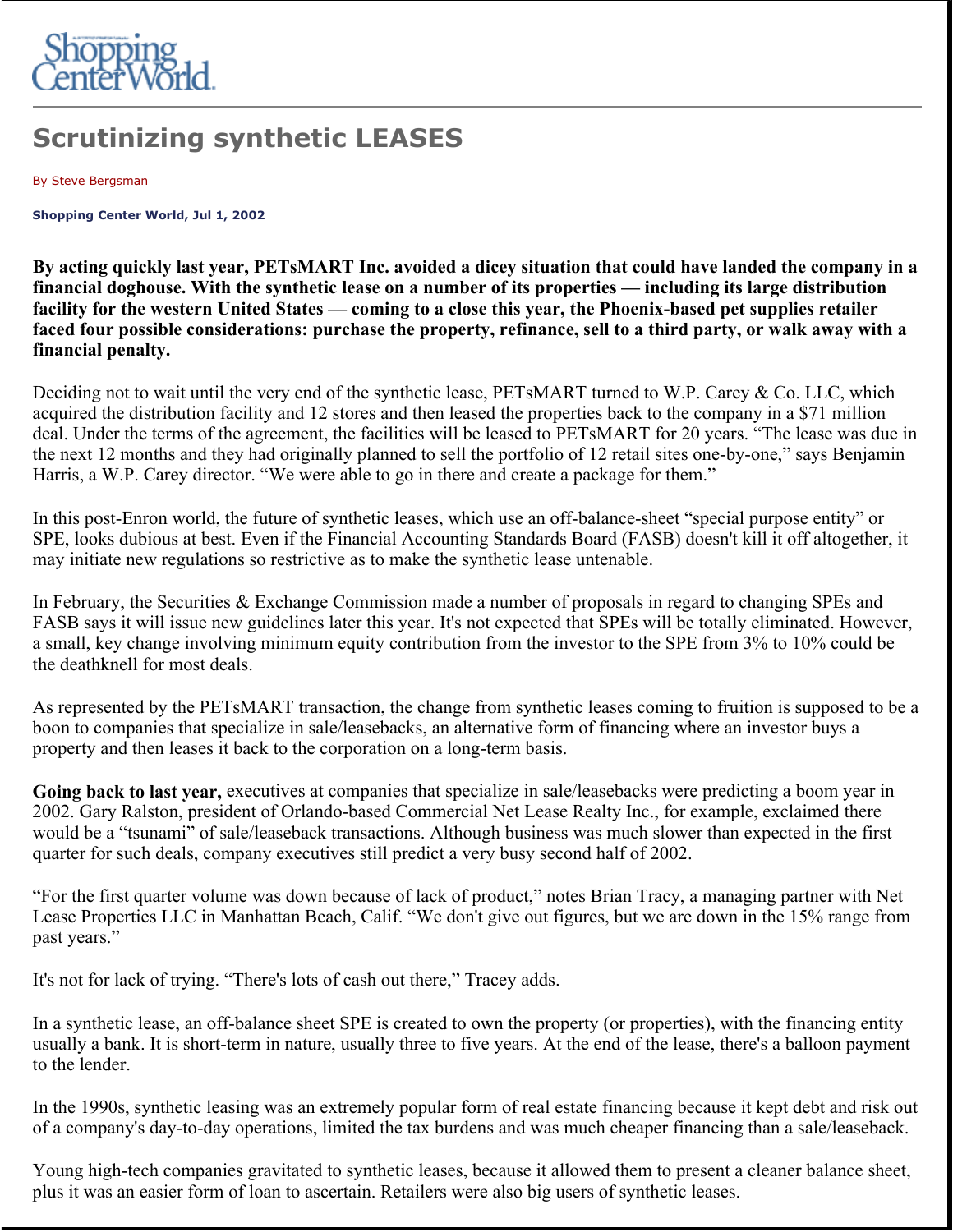Shopping Center World

# Scrutinizing synthetic LEASES

By Steve Bergsman

**Shopping Center World, Jul 1, 2002**

**By acting quickly last year, PETsMART Inc. avoided a dicey situation that could have landed the company in a financial doghouse. With the synthetic lease on a number of its properties — including its large distribution facility for the western United States — coming to a close this year, the Phoenix-based pet supplies retailer faced four possible considerations: purchase the property, refinance, sell to a third party, or walk away with a financial penalty.**

Deciding not to wait until the very end of the synthetic lease, PETsMART turned to W.P. Carey & Co. LLC, which acquired the distribution facility and 12 stores and then leased the properties back to the company in a $71 million deal. Under the terms of the agreement, the facilities will be leased to PETsMART for 20 years. "The lease was due in the next 12 months and they had originally planned to sell the portfolio of 12 retail sites one-by-one," says Benjamin Harris, a W.P. Carey director. "We were able to go in there and create a package for them."

In this post-Enron world, the future of synthetic leases, which use an off-balance-sheet "special purpose entity" or SPE, looks dubious at best. Even if the Financial Accounting Standards Board (FASB) doesn't kill it off altogether, it may initiate new regulations so restrictive as to make the synthetic lease untenable.

In February, the Securities & Exchange Commission made a number of proposals in regard to changing SPEs and FASB says it will issue new guidelines later this year. It's not expected that SPEs will be totally eliminated. However, a small, key change involving minimum equity contribution from the investor to the SPE from 3% to 10% could be the deathknell for most deals.

As represented by the PETsMART transaction, the change from synthetic leases coming to fruition is supposed to be a boon to companies that specialize in sale/leasebacks, an alternative form of financing where an investor buys a property and then leases it back to the corporation on a long-term basis.

**Going back to last year,** executives at companies that specialize in sale/leasebacks were predicting a boom year in 2002. Gary Ralston, president of Orlando-based Commercial Net Lease Realty Inc., for example, exclaimed there would be a "tsunami" of sale/leaseback transactions. Although business was much slower than expected in the first quarter for such deals, company executives still predict a very busy second half of 2002.

"For the first quarter volume was down because of lack of product," notes Brian Tracy, a managing partner with Net Lease Properties LLC in Manhattan Beach, Calif. "We don't give out figures, but we are down in the 15% range from past years."

It's not for lack of trying. "There's lots of cash out there," Tracey adds.

In a synthetic lease, an off-balance sheet SPE is created to own the property (or properties), with the financing entity usually a bank. It is short-term in nature, usually three to five years. At the end of the lease, there's a balloon payment to the lender.

In the 1990s, synthetic leasing was an extremely popular form of real estate financing because it kept debt and risk out of a company's day-to-day operations, limited the tax burdens and was much cheaper financing than a sale/leaseback.

Young high-tech companies gravitated to synthetic leases, because it allowed them to present a cleaner balance sheet, plus it was an easier form of loan to ascertain. Retailers were also big users of synthetic leases.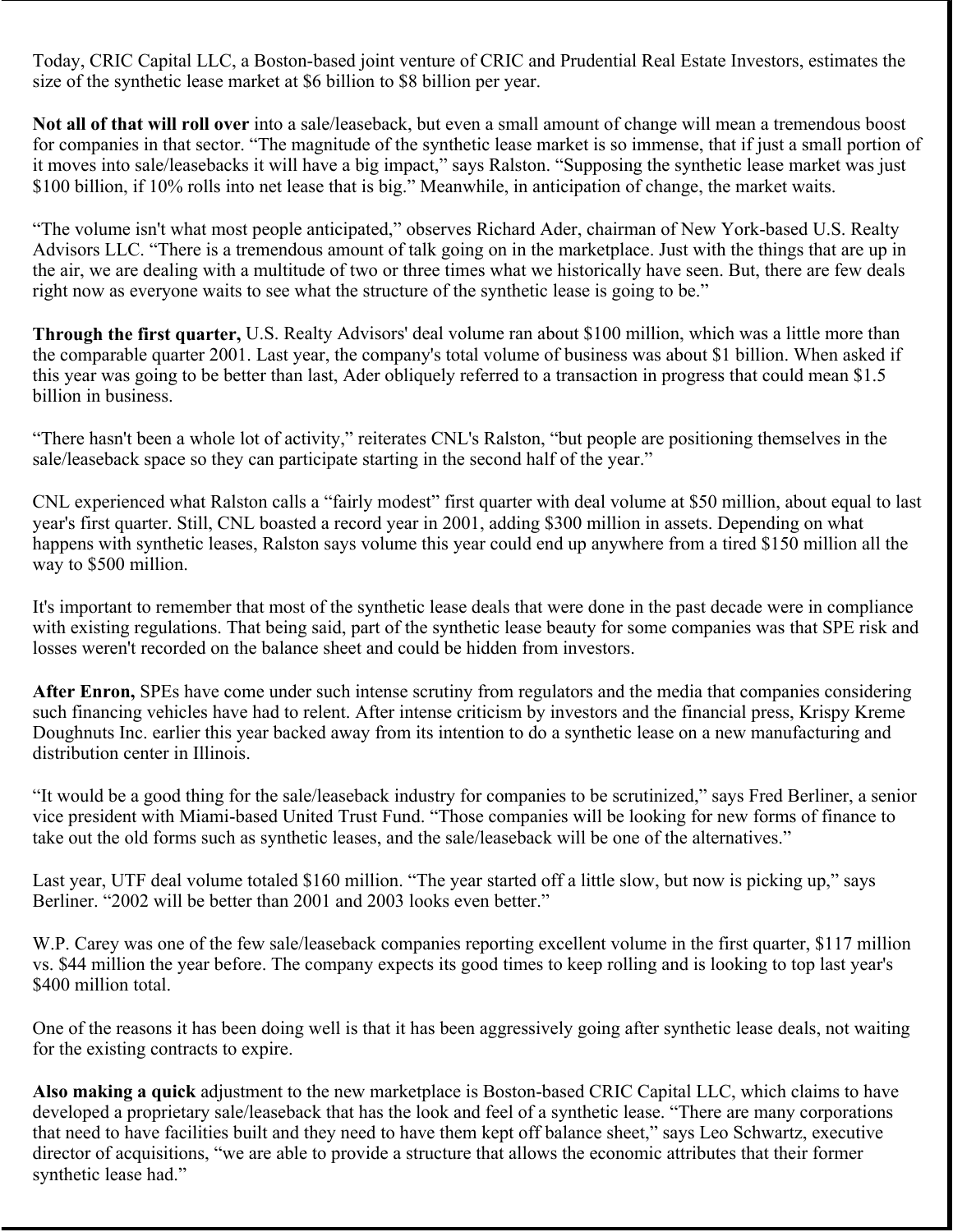Today, CRIC Capital LLC, a Boston-based joint venture of CRIC and Prudential Real Estate Investors, estimates the size of the synthetic lease market at $6 billion to $8 billion per year.

**Not all of that will roll over** into a sale/leaseback, but even a small amount of change will mean a tremendous boost for companies in that sector. “The magnitude of the synthetic lease market is so immense, that if just a small portion of it moves into sale/leasebacks it will have a big impact,” says Ralston. “Supposing the synthetic lease market was just $100 billion, if 10% rolls into net lease that is big.” Meanwhile, in anticipation of change, the market waits.

“The volume isn't what most people anticipated,” observes Richard Ader, chairman of New York-based U.S. Realty Advisors LLC. “There is a tremendous amount of talk going on in the marketplace. Just with the things that are up in the air, we are dealing with a multitude of two or three times what we historically have seen. But, there are few deals right now as everyone waits to see what the structure of the synthetic lease is going to be.”

**Through the first quarter,** U.S. Realty Advisors' deal volume ran about $100 million, which was a little more than the comparable quarter 2001. Last year, the company's total volume of business was about $1 billion. When asked if this year was going to be better than last, Ader obliquely referred to a transaction in progress that could mean $1.5 billion in business.

“There hasn't been a whole lot of activity,” reiterates CNL's Ralston, “but people are positioning themselves in the sale/leaseback space so they can participate starting in the second half of the year.”

CNL experienced what Ralston calls a “fairly modest” first quarter with deal volume at $50 million, about equal to last year's first quarter. Still, CNL boasted a record year in 2001, adding $300 million in assets. Depending on what happens with synthetic leases, Ralston says volume this year could end up anywhere from a tired $150 million all the way to $500 million.

It's important to remember that most of the synthetic lease deals that were done in the past decade were in compliance with existing regulations. That being said, part of the synthetic lease beauty for some companies was that SPE risk and losses weren't recorded on the balance sheet and could be hidden from investors.

**After Enron,** SPEs have come under such intense scrutiny from regulators and the media that companies considering such financing vehicles have had to relent. After intense criticism by investors and the financial press, Krispy Kreme Doughnuts Inc. earlier this year backed away from its intention to do a synthetic lease on a new manufacturing and distribution center in Illinois.

“It would be a good thing for the sale/leaseback industry for companies to be scrutinized,” says Fred Berliner, a senior vice president with Miami-based United Trust Fund. “Those companies will be looking for new forms of finance to take out the old forms such as synthetic leases, and the sale/leaseback will be one of the alternatives.”

Last year, UTF deal volume totaled $160 million. “The year started off a little slow, but now is picking up,” says Berliner. “2002 will be better than 2001 and 2003 looks even better.”

W.P. Carey was one of the few sale/leaseback companies reporting excellent volume in the first quarter, $117 million vs. $44 million the year before. The company expects its good times to keep rolling and is looking to top last year's $400 million total.

One of the reasons it has been doing well is that it has been aggressively going after synthetic lease deals, not waiting for the existing contracts to expire.

**Also making a quick** adjustment to the new marketplace is Boston-based CRIC Capital LLC, which claims to have developed a proprietary sale/leaseback that has the look and feel of a synthetic lease. “There are many corporations that need to have facilities built and they need to have them kept off balance sheet,” says Leo Schwartz, executive director of acquisitions, “we are able to provide a structure that allows the economic attributes that their former synthetic lease had.”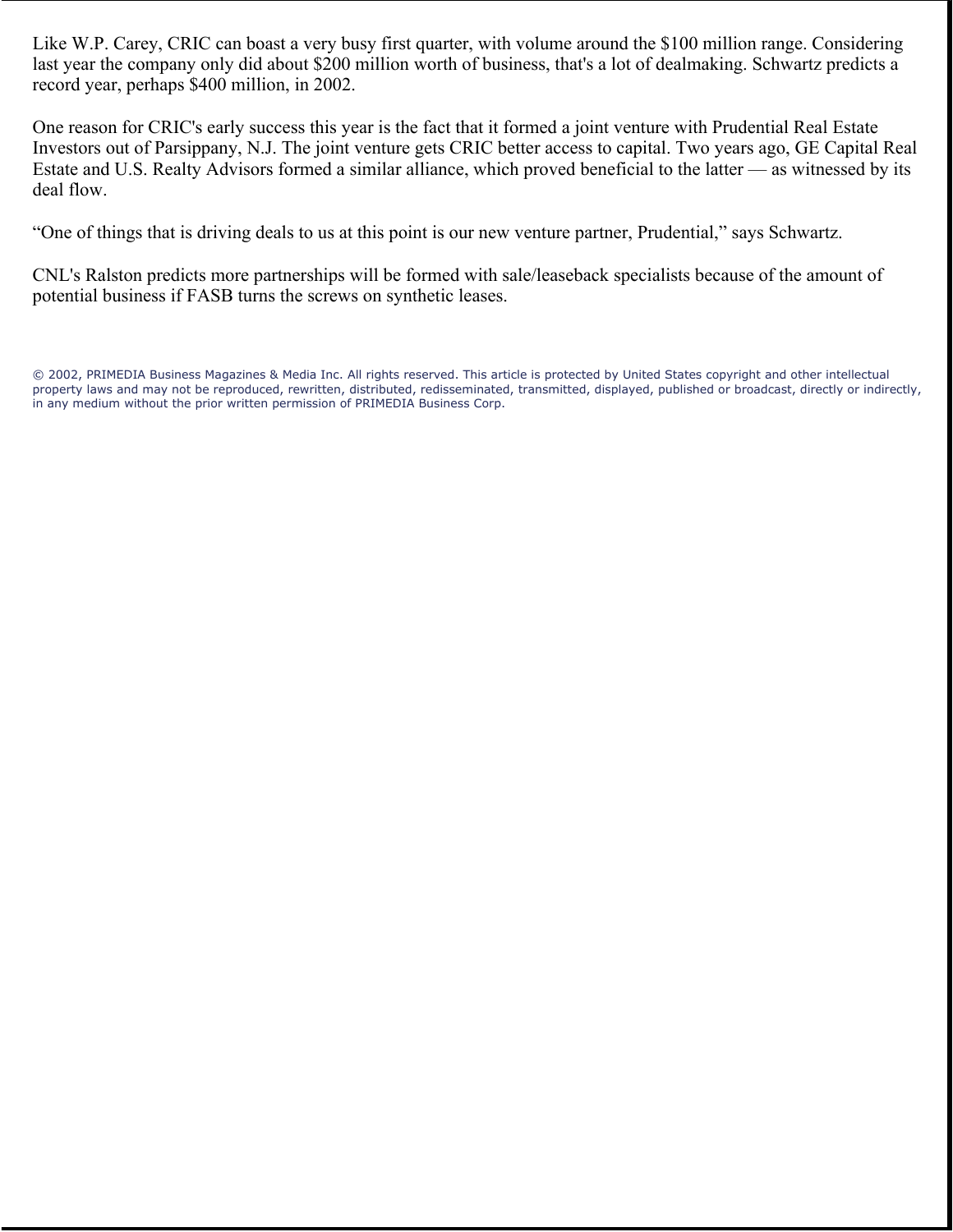Like W.P. Carey, CRIC can boast a very busy first quarter, with volume around the $100 million range. Considering last year the company only did about $200 million worth of business, that's a lot of dealmaking. Schwartz predicts a record year, perhaps $400 million, in 2002.

One reason for CRIC's early success this year is the fact that it formed a joint venture with Prudential Real Estate Investors out of Parsippany, N.J. The joint venture gets CRIC better access to capital. Two years ago, GE Capital Real Estate and U.S. Realty Advisors formed a similar alliance, which proved beneficial to the latter — as witnessed by its deal flow.

“One of things that is driving deals to us at this point is our new venture partner, Prudential,” says Schwartz.

CNL's Ralston predicts more partnerships will be formed with sale/leaseback specialists because of the amount of potential business if FASB turns the screws on synthetic leases.

© 2002, PRIMEDIA Business Magazines & Media Inc. All rights reserved. This article is protected by United States copyright and other intellectual property laws and may not be reproduced, rewritten, distributed, redisseminated, transmitted, displayed, published or broadcast, directly or indirectly, in any medium without the prior written permission of PRIMEDIA Business Corp.